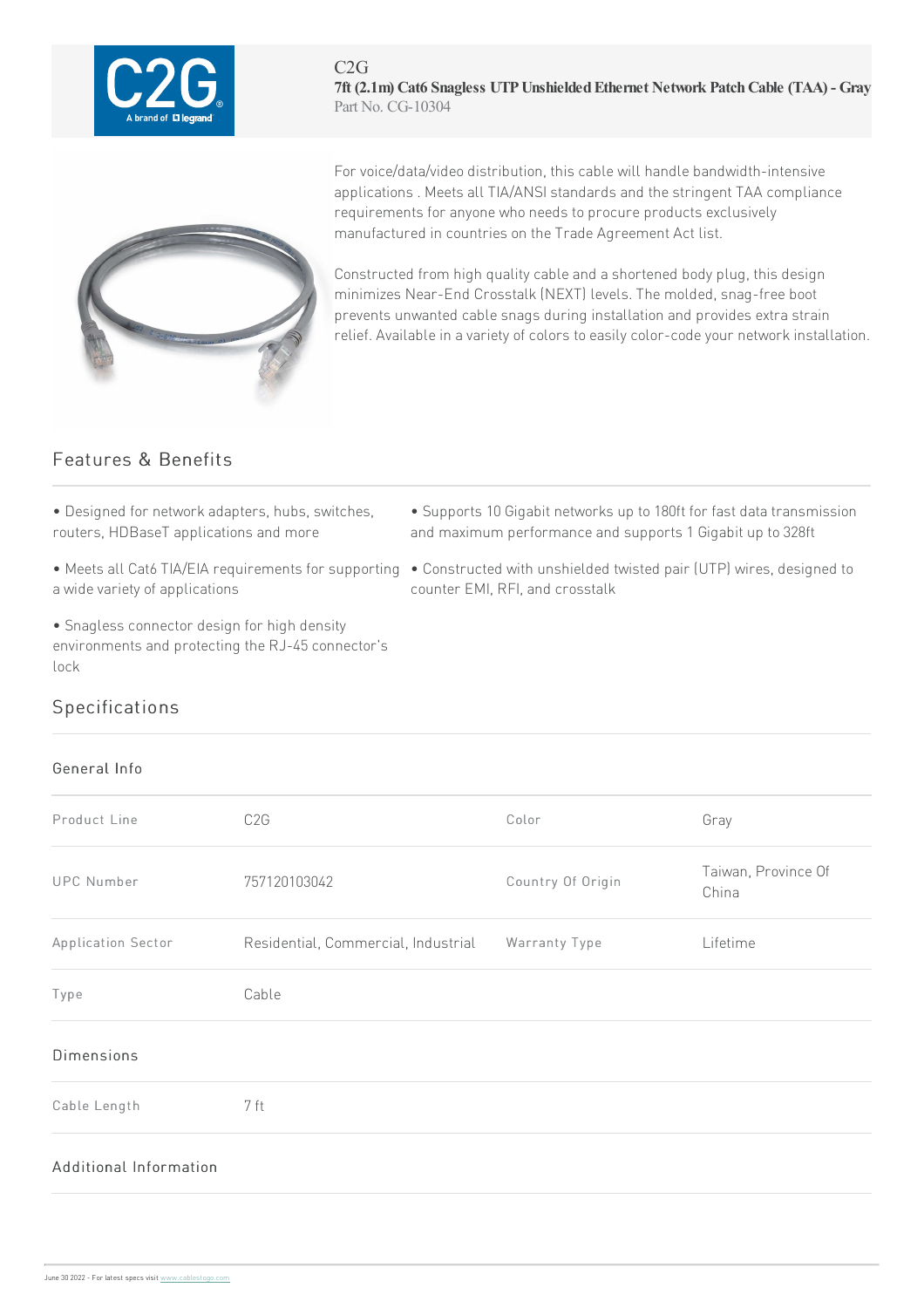C2G

**7ft (2.1m) Cat6 Snagless UTP Unshielded Ethernet Network Patch Cable (TAA) - Gray**

Part No. CG-10304

For voice/data/video distribution, this cable will handle bandwidth-intensive applications . Meets all TIA/ANSI standards and the stringent TAA compliance requirements for anyone who needs to procure products exclusively manufactured in countries on the Trade Agreement Act list.

Constructed from high quality cable and a shortened body plug, this design minimizes Near-End Crosstalk (NEXT) levels. The molded, snag-free boot prevents unwanted cable snags during installation and provides extra strain relief. Available in a variety of colors to easily color-code your network installation.

## Features & Benefits

- Designed for network adapters, hubs, switches, routers, HDBaseT applications and more
- Meets all Cat6 TIA/EIA requirements for supporting a wide variety of applications
- Snagless connector design for high density environments and protecting the RJ-45 connector's lock
- Supports 10 Gigabit networks up to 180ft for fast data transmission and maximum performance and supports 1 Gigabit up to 328ft
- Constructed with unshielded twisted pair (UTP) wires, designed to counter EMI, RFI, and crosstalk

## Specifications

### General Info

| Product Line | C2G | Color | Gray |
|---|---|---|---|
| UPC Number | 757120103042 | Country Of Origin | Taiwan, Province Of China |
| Application Sector | Residential, Commercial, Industrial | Warranty Type | Lifetime |
| Type | Cable | | |

### Dimensions

| Cable Length | 7 ft |
|---|---|

### Additional Information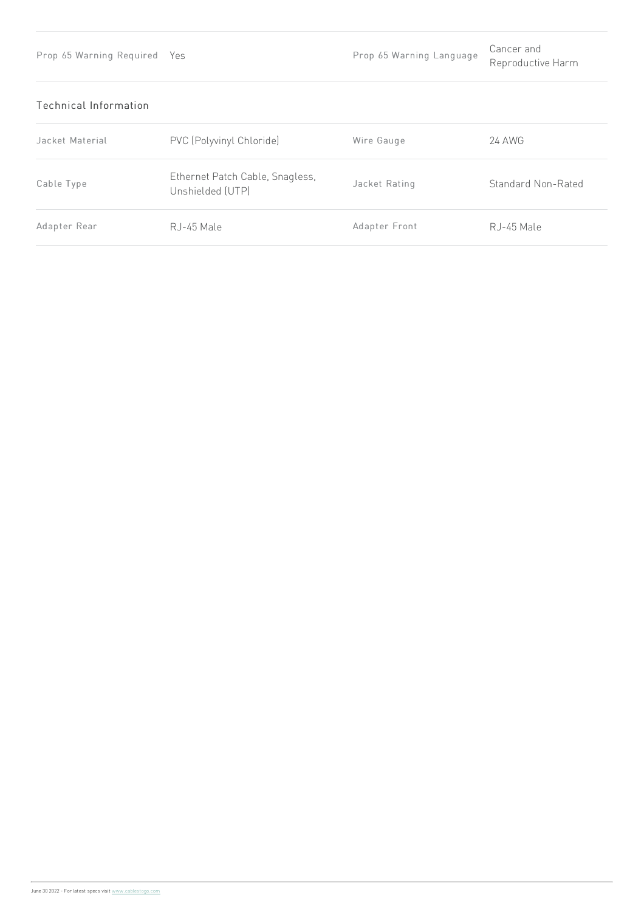| | | | |
|---|---|---|---|
| Prop 65 Warning Required | Yes | Prop 65 Warning Language | Cancer and Reproductive Harm |

## Technical Information

| | | | |
|---|---|---|---|
| Jacket Material | PVC (Polyvinyl Chloride) | Wire Gauge | 24 AWG |
| Cable Type | Ethernet Patch Cable, Snagless, Unshielded (UTP) | Jacket Rating | Standard Non-Rated |
| Adapter Rear | RJ-45 Male | Adapter Front | RJ-45 Male |

June 30 2022 - For latest specs visit www.cablestogo.com